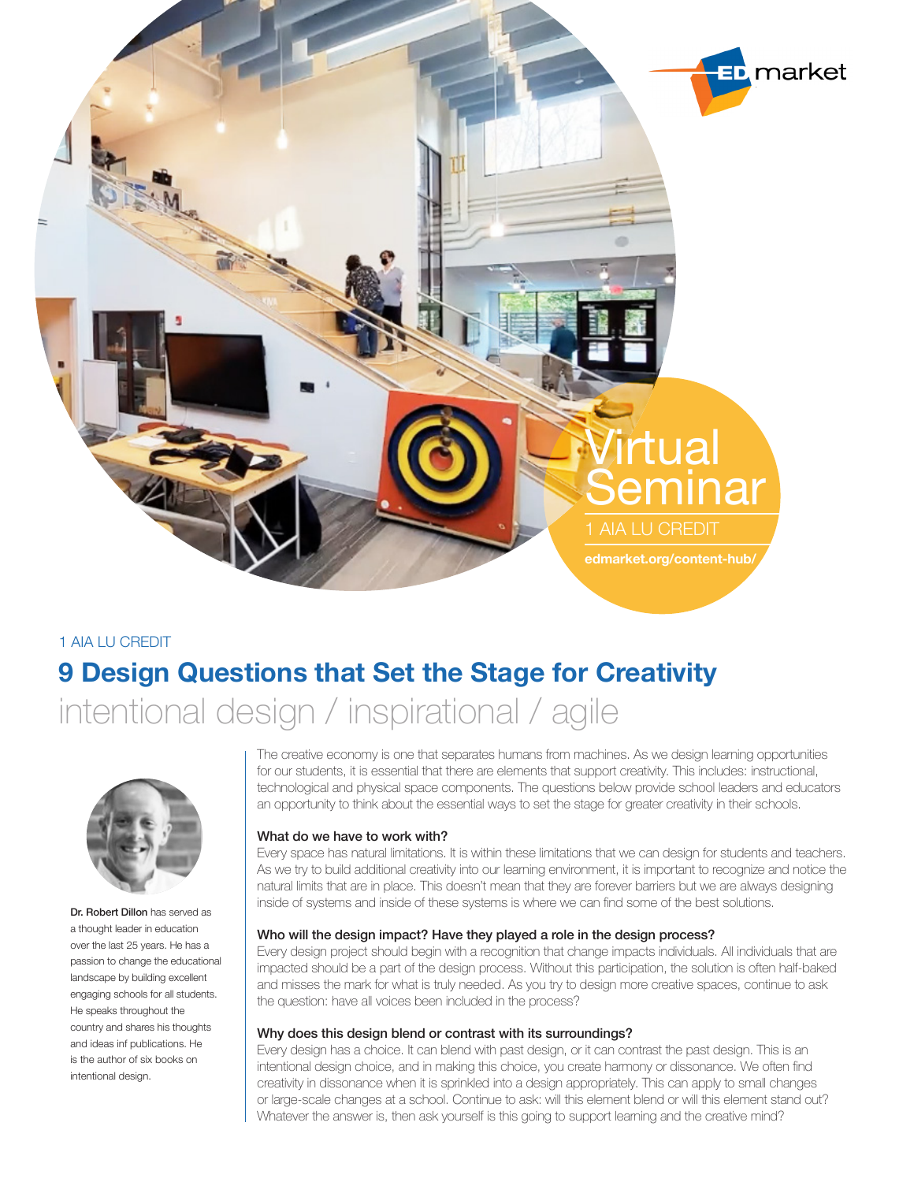Virtual Seminar

1 AIA LU CREDIT

edmarket.org/content-hub/

1 AIA LU CREDIT

# 9 Design Questions that Set the Stage for Creativity

## intentional design / inspirational / agile

**Dr. Robert Dillon** has served as a thought leader in education over the last 25 years. He has a passion to change the educational landscape by building excellent engaging schools for all students. He speaks throughout the country and shares his thoughts and ideas inf publications. He is the author of six books on intentional design.

The creative economy is one that separates humans from machines. As we design learning opportunities for our students, it is essential that there are elements that support creativity. This includes: instructional, technological and physical space components. The questions below provide school leaders and educators an opportunity to think about the essential ways to set the stage for greater creativity in their schools.

### What do we have to work with?

Every space has natural limitations. It is within these limitations that we can design for students and teachers. As we try to build additional creativity into our learning environment, it is important to recognize and notice the natural limits that are in place. This doesn't mean that they are forever barriers but we are always designing inside of systems and inside of these systems is where we can find some of the best solutions.

### Who will the design impact? Have they played a role in the design process?

Every design project should begin with a recognition that change impacts individuals. All individuals that are impacted should be a part of the design process. Without this participation, the solution is often half-baked and misses the mark for what is truly needed. As you try to design more creative spaces, continue to ask the question: have all voices been included in the process?

### Why does this design blend or contrast with its surroundings?

Every design has a choice. It can blend with past design, or it can contrast the past design. This is an intentional design choice, and in making this choice, you create harmony or dissonance. We often find creativity in dissonance when it is sprinkled into a design appropriately. This can apply to small changes or large-scale changes at a school. Continue to ask: will this element blend or will this element stand out? Whatever the answer is, then ask yourself is this going to support learning and the creative mind?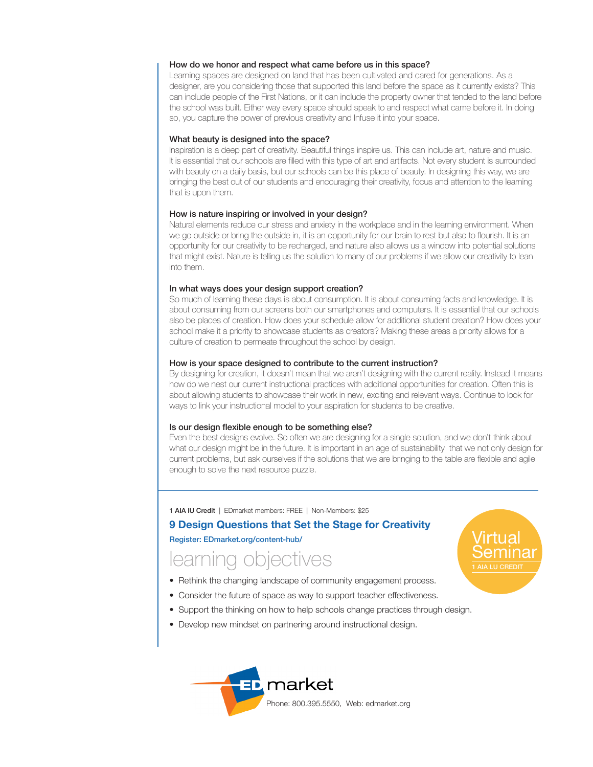### How do we honor and respect what came before us in this space?

Learning spaces are designed on land that has been cultivated and cared for generations. As a designer, are you considering those that supported this land before the space as it currently exists? This can include people of the First Nations, or it can include the property owner that tended to the land before the school was built. Either way every space should speak to and respect what came before it. In doing so, you capture the power of previous creativity and Infuse it into your space.

### What beauty is designed into the space?

Inspiration is a deep part of creativity. Beautiful things inspire us. This can include art, nature and music. It is essential that our schools are filled with this type of art and artifacts. Not every student is surrounded with beauty on a daily basis, but our schools can be this place of beauty. In designing this way, we are bringing the best out of our students and encouraging their creativity, focus and attention to the learning that is upon them.

### How is nature inspiring or involved in your design?

Natural elements reduce our stress and anxiety in the workplace and in the learning environment. When we go outside or bring the outside in, it is an opportunity for our brain to rest but also to flourish. It is an opportunity for our creativity to be recharged, and nature also allows us a window into potential solutions that might exist. Nature is telling us the solution to many of our problems if we allow our creativity to lean into them.

### In what ways does your design support creation?

So much of learning these days is about consumption. It is about consuming facts and knowledge. It is about consuming from our screens both our smartphones and computers. It is essential that our schools also be places of creation. How does your schedule allow for additional student creation? How does your school make it a priority to showcase students as creators? Making these areas a priority allows for a culture of creation to permeate throughout the school by design.

### How is your space designed to contribute to the current instruction?

By designing for creation, it doesn't mean that we aren't designing with the current reality. Instead it means how do we nest our current instructional practices with additional opportunities for creation. Often this is about allowing students to showcase their work in new, exciting and relevant ways. Continue to look for ways to link your instructional model to your aspiration for students to be creative.

### Is our design flexible enough to be something else?

Even the best designs evolve. So often we are designing for a single solution, and we don't think about what our design might be in the future. It is important in an age of sustainability that we not only design for current problems, but ask ourselves if the solutions that we are bringing to the table are flexible and agile enough to solve the next resource puzzle.

---

**1 AIA IU Credit** | EDmarket members: FREE | Non-Members: $25

## 9 Design Questions that Set the Stage for Creativity

Register: EDmarket.org/content-hub/

Virtual Seminar
1 AIA LU CREDIT

# learning objectives

- Rethink the changing landscape of community engagement process.
- Consider the future of space as way to support teacher effectiveness.
- Support the thinking on how to help schools change practices through design.
- Develop new mindset on partnering around instructional design.

EDmarket

Phone: 800.395.5550, Web: edmarket.org